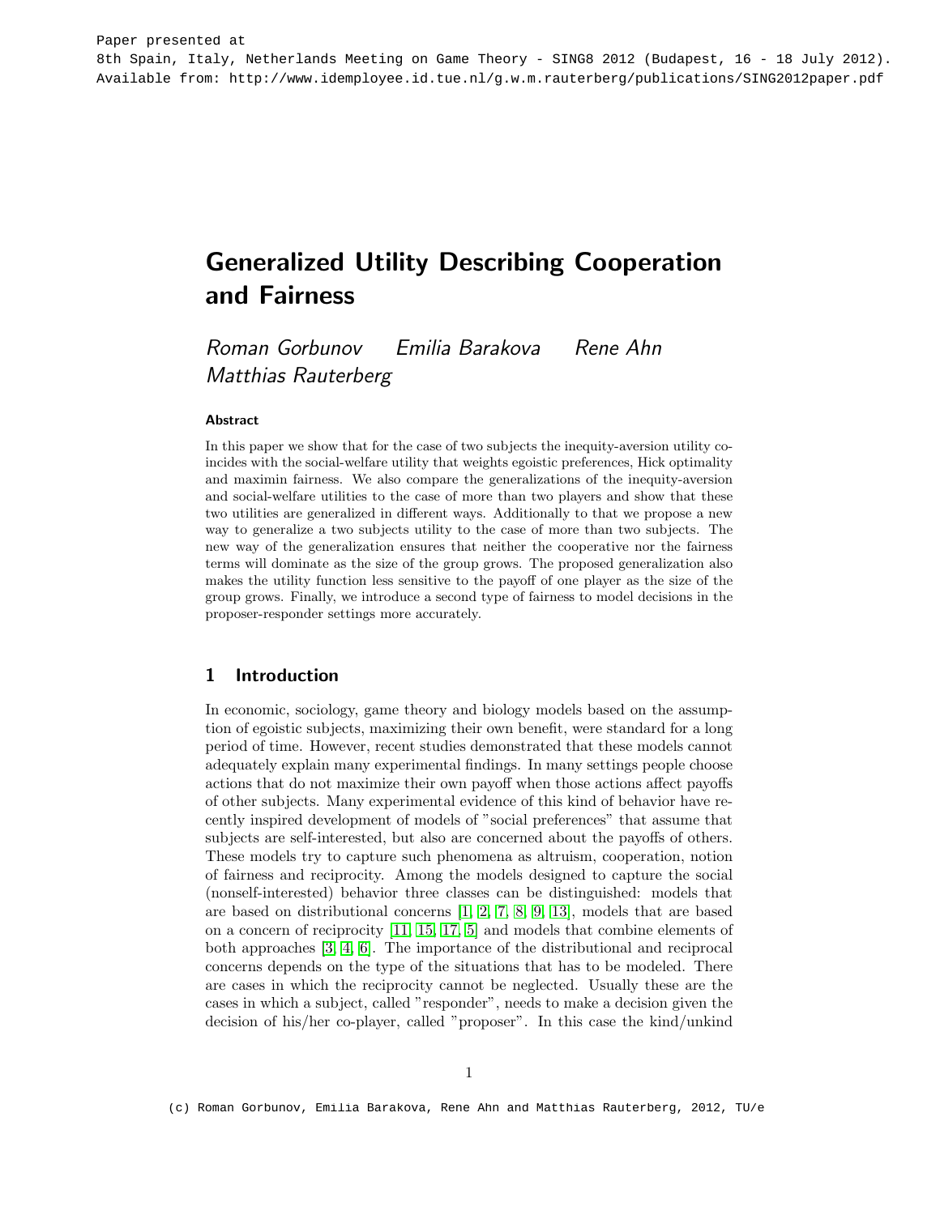Paper presented at
8th Spain, Italy, Netherlands Meeting on Game Theory - SING8 2012 (Budapest, 16 - 18 July 2012).
Available from: http://www.idemployee.id.tue.nl/g.w.m.rauterberg/publications/SING2012paper.pdf

# Generalized Utility Describing Cooperation and Fairness

*Roman Gorbunov     Emilia Barakova     Rene Ahn     Matthias Rauterberg*

#### Abstract

In this paper we show that for the case of two subjects the inequity-aversion utility coincides with the social-welfare utility that weights egoistic preferences, Hick optimality and maximin fairness. We also compare the generalizations of the inequity-aversion and social-welfare utilities to the case of more than two players and show that these two utilities are generalized in different ways. Additionally to that we propose a new way to generalize a two subjects utility to the case of more than two subjects. The new way of the generalization ensures that neither the cooperative nor the fairness terms will dominate as the size of the group grows. The proposed generalization also makes the utility function less sensitive to the payoff of one player as the size of the group grows. Finally, we introduce a second type of fairness to model decisions in the proposer-responder settings more accurately.

## 1 Introduction

In economic, sociology, game theory and biology models based on the assumption of egoistic subjects, maximizing their own benefit, were standard for a long period of time. However, recent studies demonstrated that these models cannot adequately explain many experimental findings. In many settings people choose actions that do not maximize their own payoff when those actions affect payoffs of other subjects. Many experimental evidence of this kind of behavior have recently inspired development of models of "social preferences" that assume that subjects are self-interested, but also are concerned about the payoffs of others. These models try to capture such phenomena as altruism, cooperation, notion of fairness and reciprocity. Among the models designed to capture the social (nonself-interested) behavior three classes can be distinguished: models that are based on distributional concerns [1, 2, 7, 8, 9, 13], models that are based on a concern of reciprocity [11, 15, 17, 5] and models that combine elements of both approaches [3, 4, 6]. The importance of the distributional and reciprocal concerns depends on the type of the situations that has to be modeled. There are cases in which the reciprocity cannot be neglected. Usually these are the cases in which a subject, called "responder", needs to make a decision given the decision of his/her co-player, called "proposer". In this case the kind/unkind

(c) Roman Gorbunov, Emilia Barakova, Rene Ahn and Matthias Rauterberg, 2012, TU/e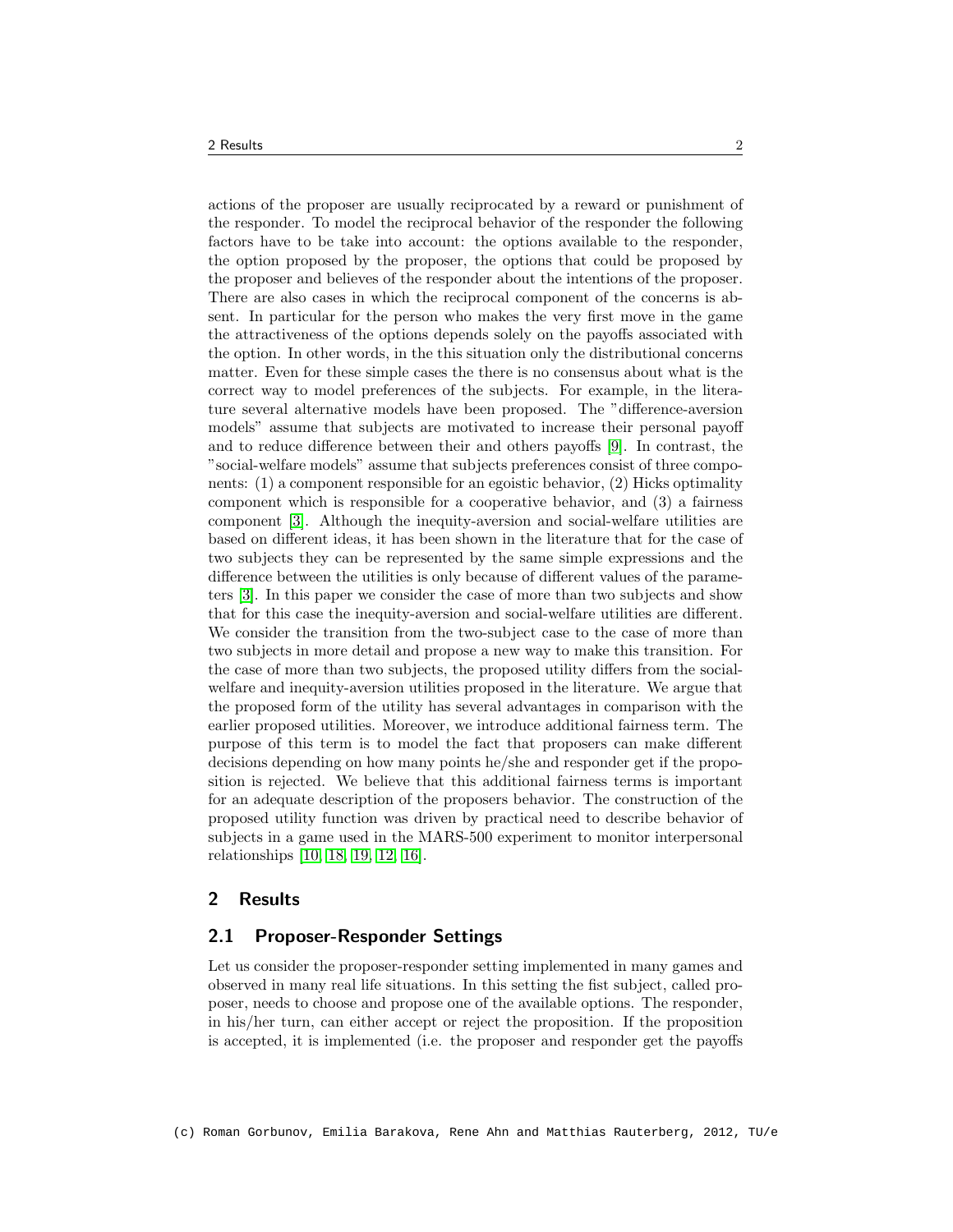actions of the proposer are usually reciprocated by a reward or punishment of the responder. To model the reciprocal behavior of the responder the following factors have to be take into account: the options available to the responder, the option proposed by the proposer, the options that could be proposed by the proposer and believes of the responder about the intentions of the proposer. There are also cases in which the reciprocal component of the concerns is absent. In particular for the person who makes the very first move in the game the attractiveness of the options depends solely on the payoffs associated with the option. In other words, in the this situation only the distributional concerns matter. Even for these simple cases the there is no consensus about what is the correct way to model preferences of the subjects. For example, in the literature several alternative models have been proposed. The "difference-aversion models" assume that subjects are motivated to increase their personal payoff and to reduce difference between their and others payoffs [9]. In contrast, the "social-welfare models" assume that subjects preferences consist of three components: (1) a component responsible for an egoistic behavior, (2) Hicks optimality component which is responsible for a cooperative behavior, and (3) a fairness component [3]. Although the inequity-aversion and social-welfare utilities are based on different ideas, it has been shown in the literature that for the case of two subjects they can be represented by the same simple expressions and the difference between the utilities is only because of different values of the parameters [3]. In this paper we consider the case of more than two subjects and show that for this case the inequity-aversion and social-welfare utilities are different. We consider the transition from the two-subject case to the case of more than two subjects in more detail and propose a new way to make this transition. For the case of more than two subjects, the proposed utility differs from the social-welfare and inequity-aversion utilities proposed in the literature. We argue that the proposed form of the utility has several advantages in comparison with the earlier proposed utilities. Moreover, we introduce additional fairness term. The purpose of this term is to model the fact that proposers can make different decisions depending on how many points he/she and responder get if the proposition is rejected. We believe that this additional fairness terms is important for an adequate description of the proposers behavior. The construction of the proposed utility function was driven by practical need to describe behavior of subjects in a game used in the MARS-500 experiment to monitor interpersonal relationships [10, 18, 19, 12, 16].

## 2 Results

### 2.1 Proposer-Responder Settings

Let us consider the proposer-responder setting implemented in many games and observed in many real life situations. In this setting the fist subject, called proposer, needs to choose and propose one of the available options. The responder, in his/her turn, can either accept or reject the proposition. If the proposition is accepted, it is implemented (i.e. the proposer and responder get the payoffs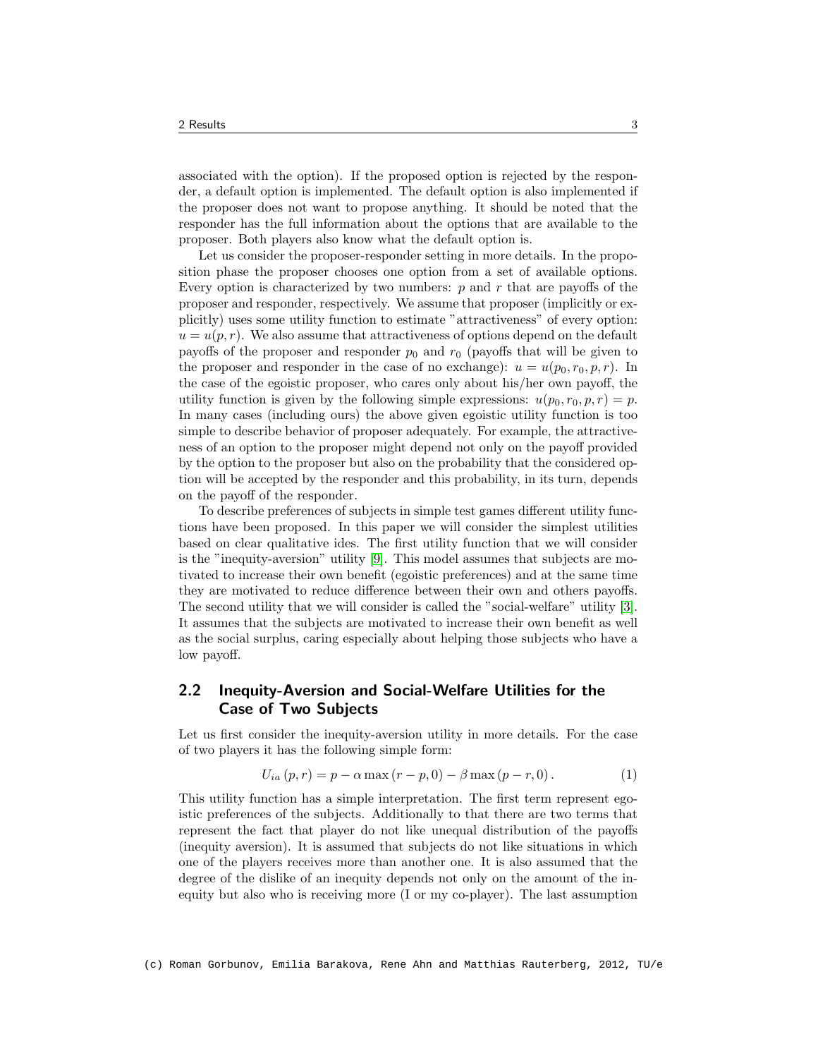associated with the option). If the proposed option is rejected by the responder, a default option is implemented. The default option is also implemented if the proposer does not want to propose anything. It should be noted that the responder has the full information about the options that are available to the proposer. Both players also know what the default option is.

Let us consider the proposer-responder setting in more details. In the proposition phase the proposer chooses one option from a set of available options. Every option is characterized by two numbers: $p$ and $r$ that are payoffs of the proposer and responder, respectively. We assume that proposer (implicitly or explicitly) uses some utility function to estimate "attractiveness" of every option: $u = u(p, r)$. We also assume that attractiveness of options depend on the default payoffs of the proposer and responder $p_0$ and $r_0$ (payoffs that will be given to the proposer and responder in the case of no exchange): $u = u(p_0, r_0, p, r)$. In the case of the egoistic proposer, who cares only about his/her own payoff, the utility function is given by the following simple expressions: $u(p_0, r_0, p, r) = p$. In many cases (including ours) the above given egoistic utility function is too simple to describe behavior of proposer adequately. For example, the attractiveness of an option to the proposer might depend not only on the payoff provided by the option to the proposer but also on the probability that the considered option will be accepted by the responder and this probability, in its turn, depends on the payoff of the responder.

To describe preferences of subjects in simple test games different utility functions have been proposed. In this paper we will consider the simplest utilities based on clear qualitative ides. The first utility function that we will consider is the "inequity-aversion" utility [9]. This model assumes that subjects are motivated to increase their own benefit (egoistic preferences) and at the same time they are motivated to reduce difference between their own and others payoffs. The second utility that we will consider is called the "social-welfare" utility [3]. It assumes that the subjects are motivated to increase their own benefit as well as the social surplus, caring especially about helping those subjects who have a low payoff.

### 2.2 Inequity-Aversion and Social-Welfare Utilities for the Case of Two Subjects

Let us first consider the inequity-aversion utility in more details. For the case of two players it has the following simple form:

$$U_{ia}(p, r) = p - \alpha \max(r - p, 0) - \beta \max(p - r, 0). \quad (1)$$

This utility function has a simple interpretation. The first term represent egoistic preferences of the subjects. Additionally to that there are two terms that represent the fact that player do not like unequal distribution of the payoffs (inequity aversion). It is assumed that subjects do not like situations in which one of the players receives more than another one. It is also assumed that the degree of the dislike of an inequity depends not only on the amount of the inequity but also who is receiving more (I or my co-player). The last assumption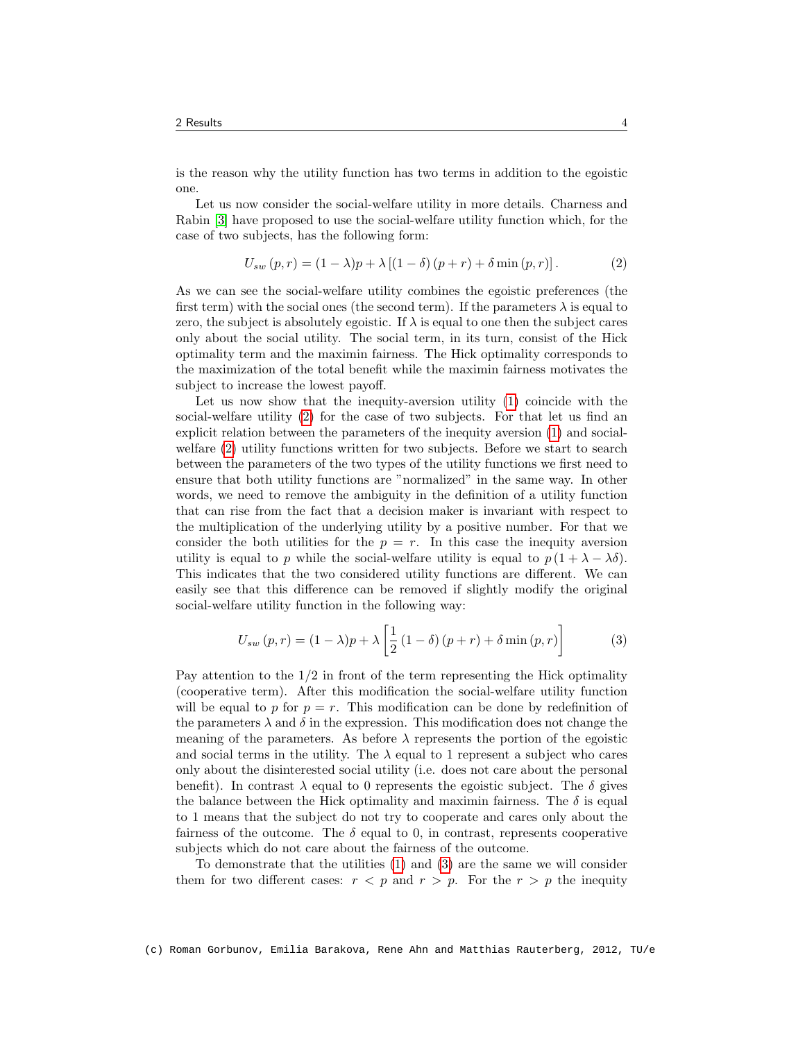is the reason why the utility function has two terms in addition to the egoistic one.

Let us now consider the social-welfare utility in more details. Charness and Rabin [3] have proposed to use the social-welfare utility function which, for the case of two subjects, has the following form:

$$U_{sw}(p, r) = (1 - \lambda)p + \lambda \left[(1 - \delta)(p + r) + \delta \min(p, r)\right]. \tag{2}$$

As we can see the social-welfare utility combines the egoistic preferences (the first term) with the social ones (the second term). If the parameters $\lambda$ is equal to zero, the subject is absolutely egoistic. If $\lambda$ is equal to one then the subject cares only about the social utility. The social term, in its turn, consist of the Hick optimality term and the maximin fairness. The Hick optimality corresponds to the maximization of the total benefit while the maximin fairness motivates the subject to increase the lowest payoff.

Let us now show that the inequity-aversion utility (1) coincide with the social-welfare utility (2) for the case of two subjects. For that let us find an explicit relation between the parameters of the inequity aversion (1) and social-welfare (2) utility functions written for two subjects. Before we start to search between the parameters of the two types of the utility functions we first need to ensure that both utility functions are "normalized" in the same way. In other words, we need to remove the ambiguity in the definition of a utility function that can rise from the fact that a decision maker is invariant with respect to the multiplication of the underlying utility by a positive number. For that we consider the both utilities for the $p = r$. In this case the inequity aversion utility is equal to $p$ while the social-welfare utility is equal to $p(1 + \lambda - \lambda\delta)$. This indicates that the two considered utility functions are different. We can easily see that this difference can be removed if slightly modify the original social-welfare utility function in the following way:

$$U_{sw}(p, r) = (1 - \lambda)p + \lambda \left[\frac{1}{2}(1 - \delta)(p + r) + \delta \min(p, r)\right] \tag{3}$$

Pay attention to the 1/2 in front of the term representing the Hick optimality (cooperative term). After this modification the social-welfare utility function will be equal to $p$ for $p = r$. This modification can be done by redefinition of the parameters $\lambda$ and $\delta$ in the expression. This modification does not change the meaning of the parameters. As before $\lambda$ represents the portion of the egoistic and social terms in the utility. The $\lambda$ equal to 1 represent a subject who cares only about the disinterested social utility (i.e. does not care about the personal benefit). In contrast $\lambda$ equal to 0 represents the egoistic subject. The $\delta$ gives the balance between the Hick optimality and maximin fairness. The $\delta$ is equal to 1 means that the subject do not try to cooperate and cares only about the fairness of the outcome. The $\delta$ equal to 0, in contrast, represents cooperative subjects which do not care about the fairness of the outcome.

To demonstrate that the utilities (1) and (3) are the same we will consider them for two different cases: $r < p$ and $r > p$. For the $r > p$ the inequity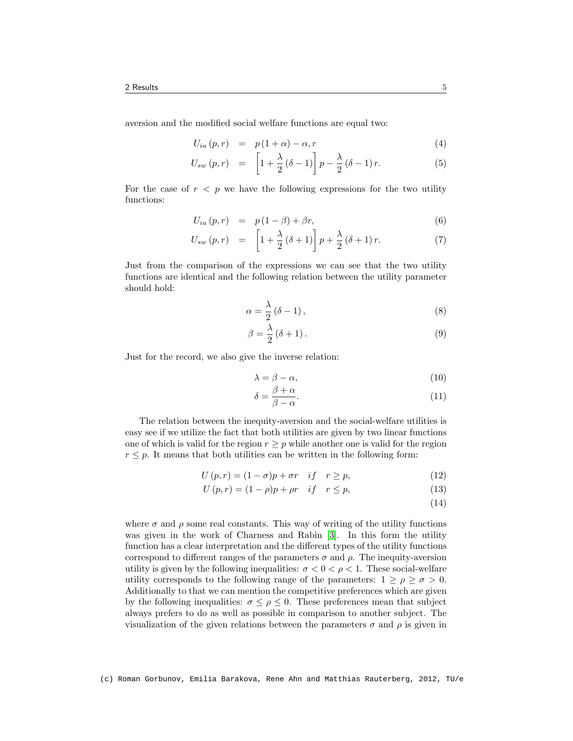aversion and the modified social welfare functions are equal two:

$$U_{ia}(p,r) = p(1+\alpha) - \alpha, r \tag{4}$$

$$U_{sw}(p,r) = \left[1 + \frac{\lambda}{2}(\delta - 1)\right] p - \frac{\lambda}{2}(\delta - 1) r. \tag{5}$$

For the case of $r < p$ we have the following expressions for the two utility functions:

$$U_{ia}(p,r) = p(1-\beta) + \beta r, \tag{6}$$

$$U_{sw}(p,r) = \left[1 + \frac{\lambda}{2}(\delta + 1)\right] p + \frac{\lambda}{2}(\delta + 1) r. \tag{7}$$

Just from the comparison of the expressions we can see that the two utility functions are identical and the following relation between the utility parameter should hold:

$$\alpha = \frac{\lambda}{2}(\delta - 1), \tag{8}$$

$$\beta = \frac{\lambda}{2}(\delta + 1). \tag{9}$$

Just for the record, we also give the inverse relation:

$$\lambda = \beta - \alpha, \tag{10}$$

$$\delta = \frac{\beta + \alpha}{\beta - \alpha}. \tag{11}$$

The relation between the inequity-aversion and the social-welfare utilities is easy see if we utilize the fact that both utilities are given by two linear functions one of which is valid for the region $r \geq p$ while another one is valid for the region $r \leq p$. It means that both utilities can be written in the following form:

$$U(p,r) = (1-\sigma)p + \sigma r \quad if \quad r \geq p, \tag{12}$$

$$U(p,r) = (1-\rho)p + \rho r \quad if \quad r \leq p, \tag{13}$$

$$\tag{14}$$

where $\sigma$ and $\rho$ some real constants. This way of writing of the utility functions was given in the work of Charness and Rabin [3]. In this form the utility function has a clear interpretation and the different types of the utility functions correspond to different ranges of the parameters $\sigma$ and $\rho$. The inequity-aversion utility is given by the following inequalities: $\sigma < 0 < \rho < 1$. These social-welfare utility corresponds to the following range of the parameters: $1 \geq \rho \geq \sigma > 0$. Additionally to that we can mention the competitive preferences which are given by the following inequalities: $\sigma \leq \rho \leq 0$. These preferences mean that subject always prefers to do as well as possible in comparison to another subject. The visualization of the given relations between the parameters $\sigma$ and $\rho$ is given in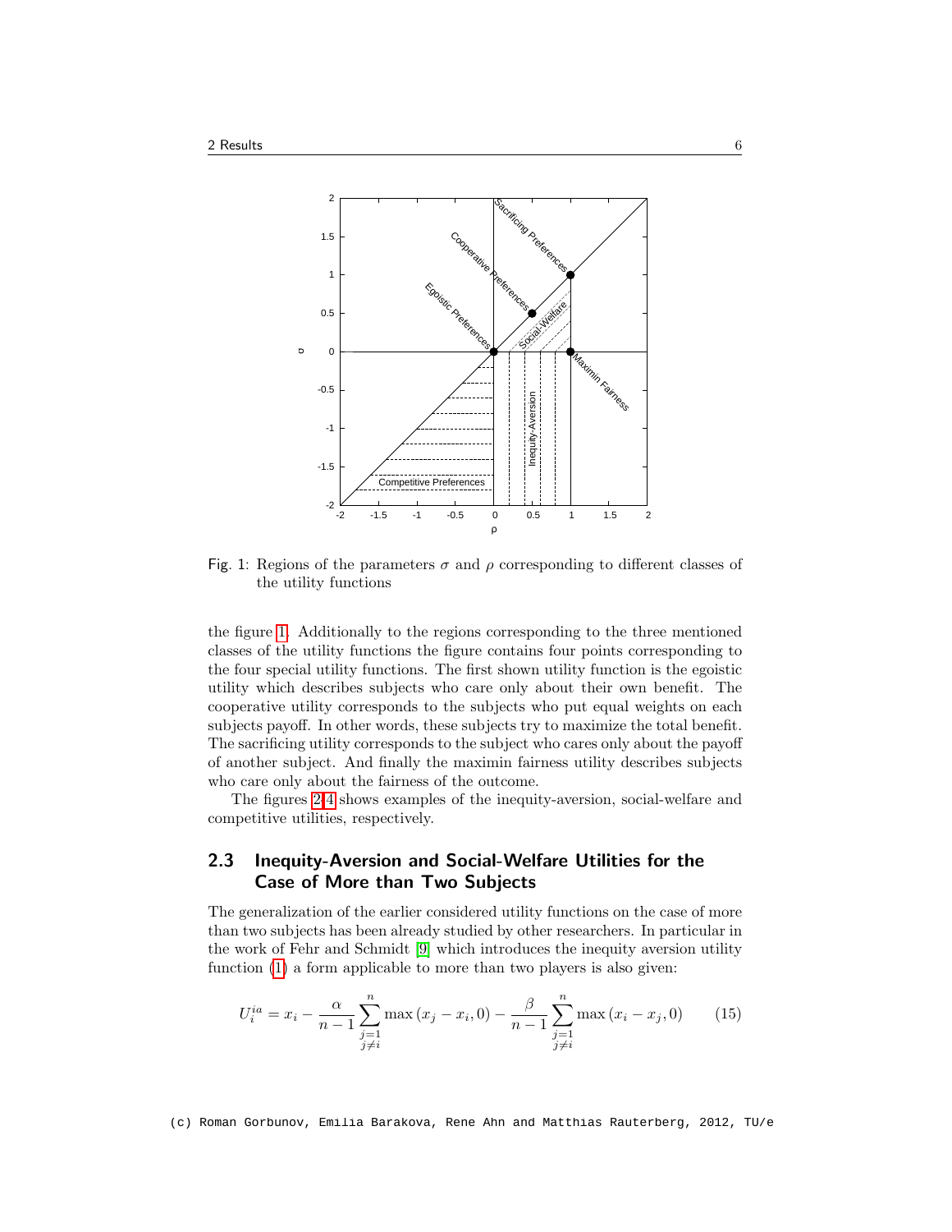2
1.5
1
0.5
0
-0.5
-1
-1.5
-2

-2 -1.5 -1 -0.5 0 0.5 1 1.5 2

ρ

σ

Sacrificing Preferences
Cooperative Preferences
Egoistic Preferences
Social-Welfare
Maximin Fairness
Inequity-Aversion
Competitive Preferences

Fig. 1: Regions of the parameters $\sigma$ and $\rho$ corresponding to different classes of the utility functions

the figure 1. Additionally to the regions corresponding to the three mentioned classes of the utility functions the figure contains four points corresponding to the four special utility functions. The first shown utility function is the egoistic utility which describes subjects who care only about their own benefit. The cooperative utility corresponds to the subjects who put equal weights on each subjects payoff. In other words, these subjects try to maximize the total benefit. The sacrificing utility corresponds to the subject who cares only about the payoff of another subject. And finally the maximin fairness utility describes subjects who care only about the fairness of the outcome.

The figures 2-4 shows examples of the inequity-aversion, social-welfare and competitive utilities, respectively.

### 2.3 Inequity-Aversion and Social-Welfare Utilities for the Case of More than Two Subjects

The generalization of the earlier considered utility functions on the case of more than two subjects has been already studied by other researchers. In particular in the work of Fehr and Schmidt [9] which introduces the inequity aversion utility function (1) a form applicable to more than two players is also given:

$$U_i^{ia} = x_i - \frac{\alpha}{n-1} \sum_{\substack{j=1 \\ j \neq i}}^{n} \max(x_j - x_i, 0) - \frac{\beta}{n-1} \sum_{\substack{j=1 \\ j \neq i}}^{n} \max(x_i - x_j, 0) \qquad (15)$$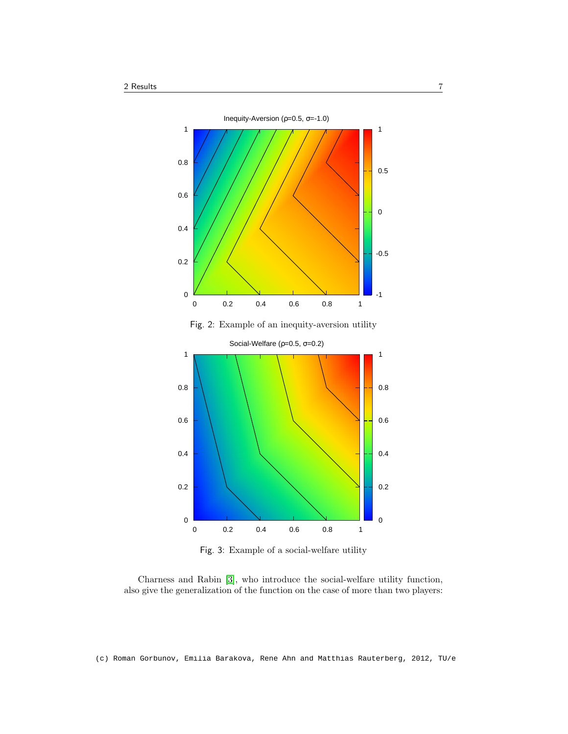Inequity-Aversion (ρ=0.5, σ=-1.0)

1
0.8
0.6
0.4
0.2
0

0 0.2 0.4 0.6 0.8 1

1
0.5
0
-0.5
-1

Fig. 2: Example of an inequity-aversion utility

Social-Welfare (ρ=0.5, σ=0.2)

1
0.8
0.6
0.4
0.2
0

0 0.2 0.4 0.6 0.8 1

1
0.8
0.6
0.4
0.2
0

Fig. 3: Example of a social-welfare utility

Charness and Rabin [3], who introduce the social-welfare utility function, also give the generalization of the function on the case of more than two players: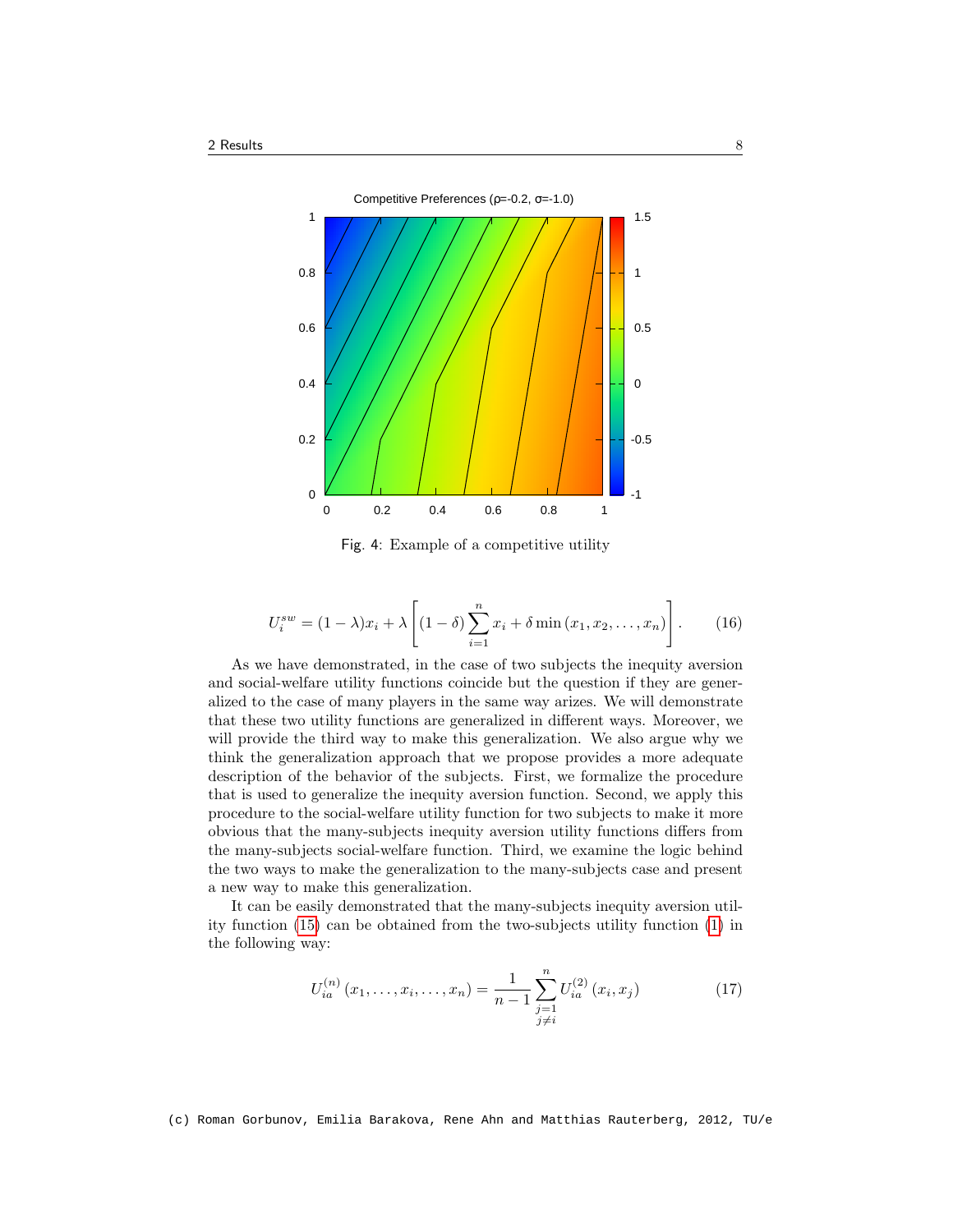Competitive Preferences (ρ=-0.2, σ=-1.0)

1
0.8
0.6
0.4
0.2
0

0 0.2 0.4 0.6 0.8 1

1.5
1
0.5
0
-0.5
-1

Fig. 4: Example of a competitive utility

$$U_i^{sw} = (1-\lambda)x_i + \lambda\left[(1-\delta)\sum_{i=1}^{n} x_i + \delta \min\left(x_1, x_2, \ldots, x_n\right)\right]. \tag{16}$$

As we have demonstrated, in the case of two subjects the inequity aversion and social-welfare utility functions coincide but the question if they are generalized to the case of many players in the same way arizes. We will demonstrate that these two utility functions are generalized in different ways. Moreover, we will provide the third way to make this generalization. We also argue why we think the generalization approach that we propose provides a more adequate description of the behavior of the subjects. First, we formalize the procedure that is used to generalize the inequity aversion function. Second, we apply this procedure to the social-welfare utility function for two subjects to make it more obvious that the many-subjects inequity aversion utility functions differs from the many-subjects social-welfare function. Third, we examine the logic behind the two ways to make the generalization to the many-subjects case and present a new way to make this generalization.

It can be easily demonstrated that the many-subjects inequity aversion utility function (15) can be obtained from the two-subjects utility function (1) in the following way:

$$U_{ia}^{(n)}\left(x_1, \ldots, x_i, \ldots, x_n\right) = \frac{1}{n-1}\sum_{\substack{j=1 \\ j\neq i}}^{n} U_{ia}^{(2)}\left(x_i, x_j\right) \tag{17}$$

(c) Roman Gorbunov, Emilia Barakova, Rene Ahn and Matthias Rauterberg, 2012, TU/e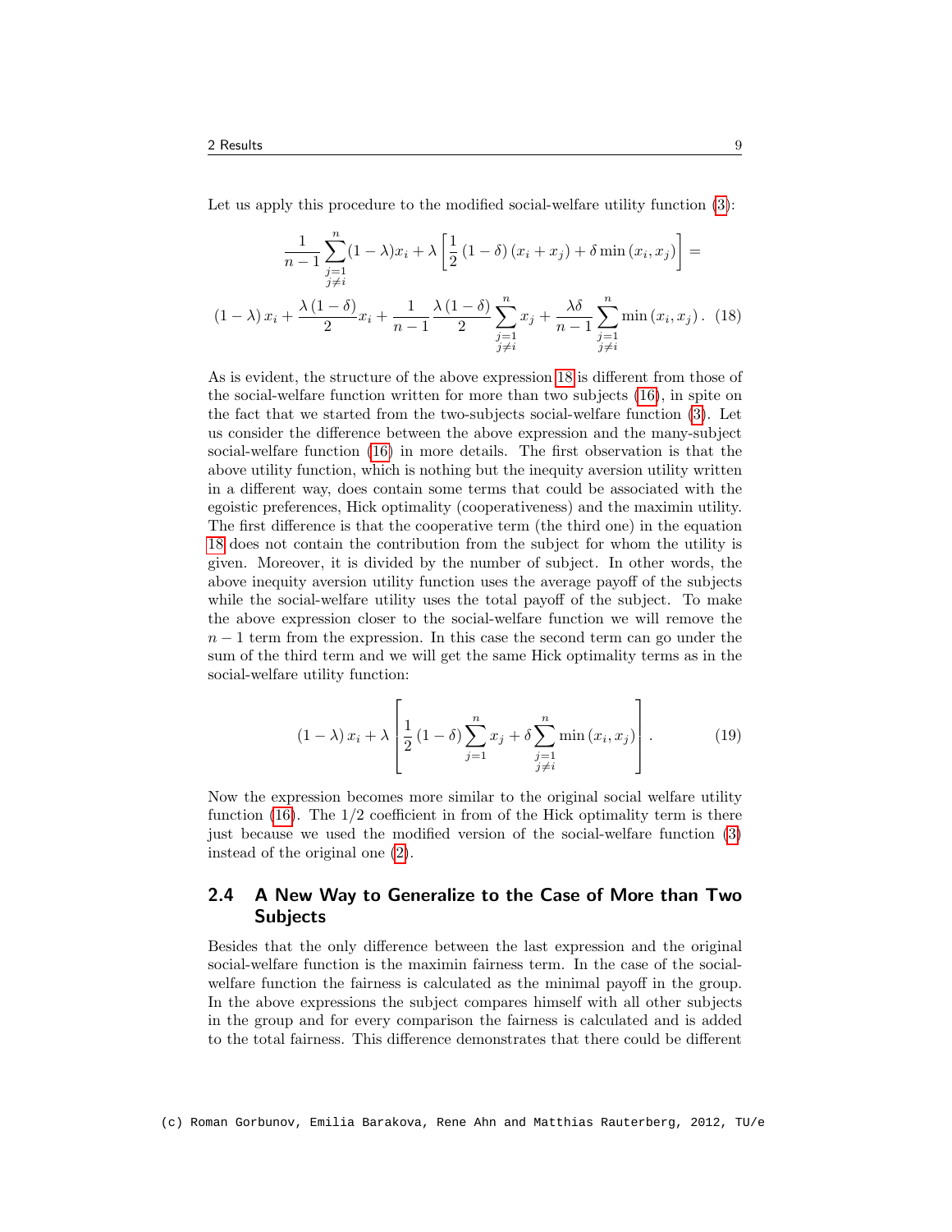Let us apply this procedure to the modified social-welfare utility function (3):

$$
\frac{1}{n-1}\sum_{\substack{j=1 \\ j\neq i}}^{n}(1-\lambda)x_i + \lambda\left[\frac{1}{2}\left(1-\delta\right)\left(x_i+x_j\right)+\delta\min\left(x_i,x_j\right)\right] =
$$

$$
\left(1-\lambda\right)x_i + \frac{\lambda\left(1-\delta\right)}{2}x_i + \frac{1}{n-1}\frac{\lambda\left(1-\delta\right)}{2}\sum_{\substack{j=1 \\ j\neq i}}^{n}x_j + \frac{\lambda\delta}{n-1}\sum_{\substack{j=1 \\ j\neq i}}^{n}\min\left(x_i,x_j\right). \quad (18)
$$

As is evident, the structure of the above expression 18 is different from those of the social-welfare function written for more than two subjects (16), in spite on the fact that we started from the two-subjects social-welfare function (3). Let us consider the difference between the above expression and the many-subject social-welfare function (16) in more details. The first observation is that the above utility function, which is nothing but the inequity aversion utility written in a different way, does contain some terms that could be associated with the egoistic preferences, Hick optimality (cooperativeness) and the maximin utility. The first difference is that the cooperative term (the third one) in the equation 18 does not contain the contribution from the subject for whom the utility is given. Moreover, it is divided by the number of subject. In other words, the above inequity aversion utility function uses the average payoff of the subjects while the social-welfare utility uses the total payoff of the subject. To make the above expression closer to the social-welfare function we will remove the $n-1$ term from the expression. In this case the second term can go under the sum of the third term and we will get the same Hick optimality terms as in the social-welfare utility function:

$$
\left(1-\lambda\right)x_i + \lambda\left[\frac{1}{2}\left(1-\delta\right)\sum_{j=1}^{n}x_j + \delta\sum_{\substack{j=1 \\ j\neq i}}^{n}\min\left(x_i,x_j\right)\right]. \quad (19)
$$

Now the expression becomes more similar to the original social welfare utility function (16). The 1/2 coefficient in from of the Hick optimality term is there just because we used the modified version of the social-welfare function (3) instead of the original one (2).

## 2.4 A New Way to Generalize to the Case of More than Two Subjects

Besides that the only difference between the last expression and the original social-welfare function is the maximin fairness term. In the case of the social-welfare function the fairness is calculated as the minimal payoff in the group. In the above expressions the subject compares himself with all other subjects in the group and for every comparison the fairness is calculated and is added to the total fairness. This difference demonstrates that there could be different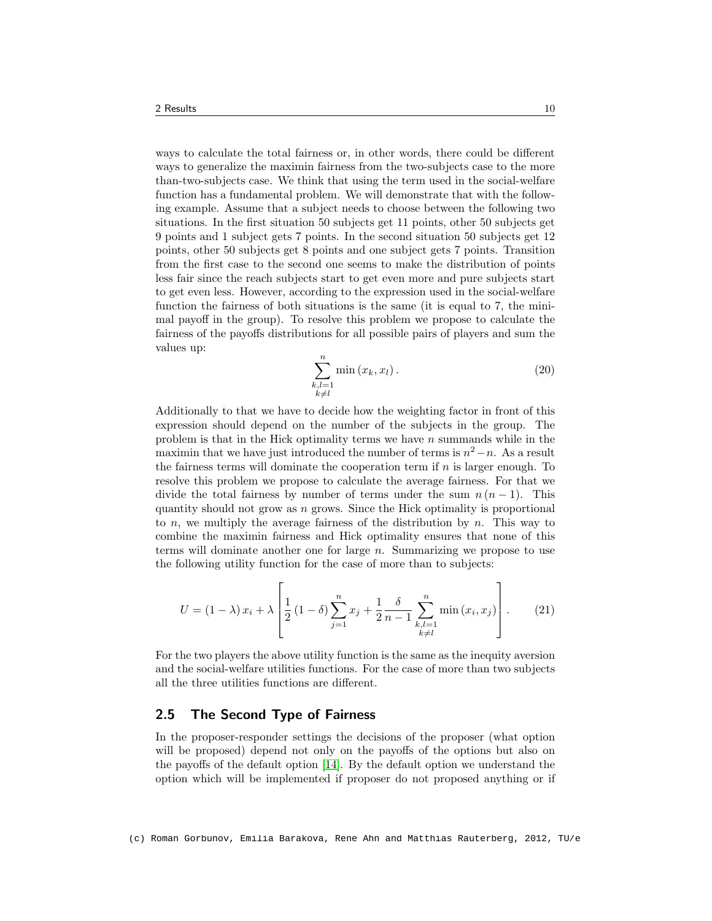ways to calculate the total fairness or, in other words, there could be different ways to generalize the maximin fairness from the two-subjects case to the more than-two-subjects case. We think that using the term used in the social-welfare function has a fundamental problem. We will demonstrate that with the following example. Assume that a subject needs to choose between the following two situations. In the first situation 50 subjects get 11 points, other 50 subjects get 9 points and 1 subject gets 7 points. In the second situation 50 subjects get 12 points, other 50 subjects get 8 points and one subject gets 7 points. Transition from the first case to the second one seems to make the distribution of points less fair since the reach subjects start to get even more and pure subjects start to get even less. However, according to the expression used in the social-welfare function the fairness of both situations is the same (it is equal to 7, the minimal payoff in the group). To resolve this problem we propose to calculate the fairness of the payoffs distributions for all possible pairs of players and sum the values up:

$$\sum_{\substack{k,l=1 \\ k \neq l}}^{n} \min\left(x_k, x_l\right). \tag{20}$$

Additionally to that we have to decide how the weighting factor in front of this expression should depend on the number of the subjects in the group. The problem is that in the Hick optimality terms we have $n$ summands while in the maximin that we have just introduced the number of terms is $n^2 - n$. As a result the fairness terms will dominate the cooperation term if $n$ is larger enough. To resolve this problem we propose to calculate the average fairness. For that we divide the total fairness by number of terms under the sum $n(n-1)$. This quantity should not grow as $n$ grows. Since the Hick optimality is proportional to $n$, we multiply the average fairness of the distribution by $n$. This way to combine the maximin fairness and Hick optimality ensures that none of this terms will dominate another one for large $n$. Summarizing we propose to use the following utility function for the case of more than to subjects:

$$U = (1 - \lambda) x_i + \lambda \left[ \frac{1}{2} (1 - \delta) \sum_{j=1}^{n} x_j + \frac{1}{2} \frac{\delta}{n-1} \sum_{\substack{k,l=1 \\ k \neq l}}^{n} \min\left(x_i, x_j\right) \right]. \tag{21}$$

For the two players the above utility function is the same as the inequity aversion and the social-welfare utilities functions. For the case of more than two subjects all the three utilities functions are different.

## 2.5 The Second Type of Fairness

In the proposer-responder settings the decisions of the proposer (what option will be proposed) depend not only on the payoffs of the options but also on the payoffs of the default option [14]. By the default option we understand the option which will be implemented if proposer do not proposed anything or if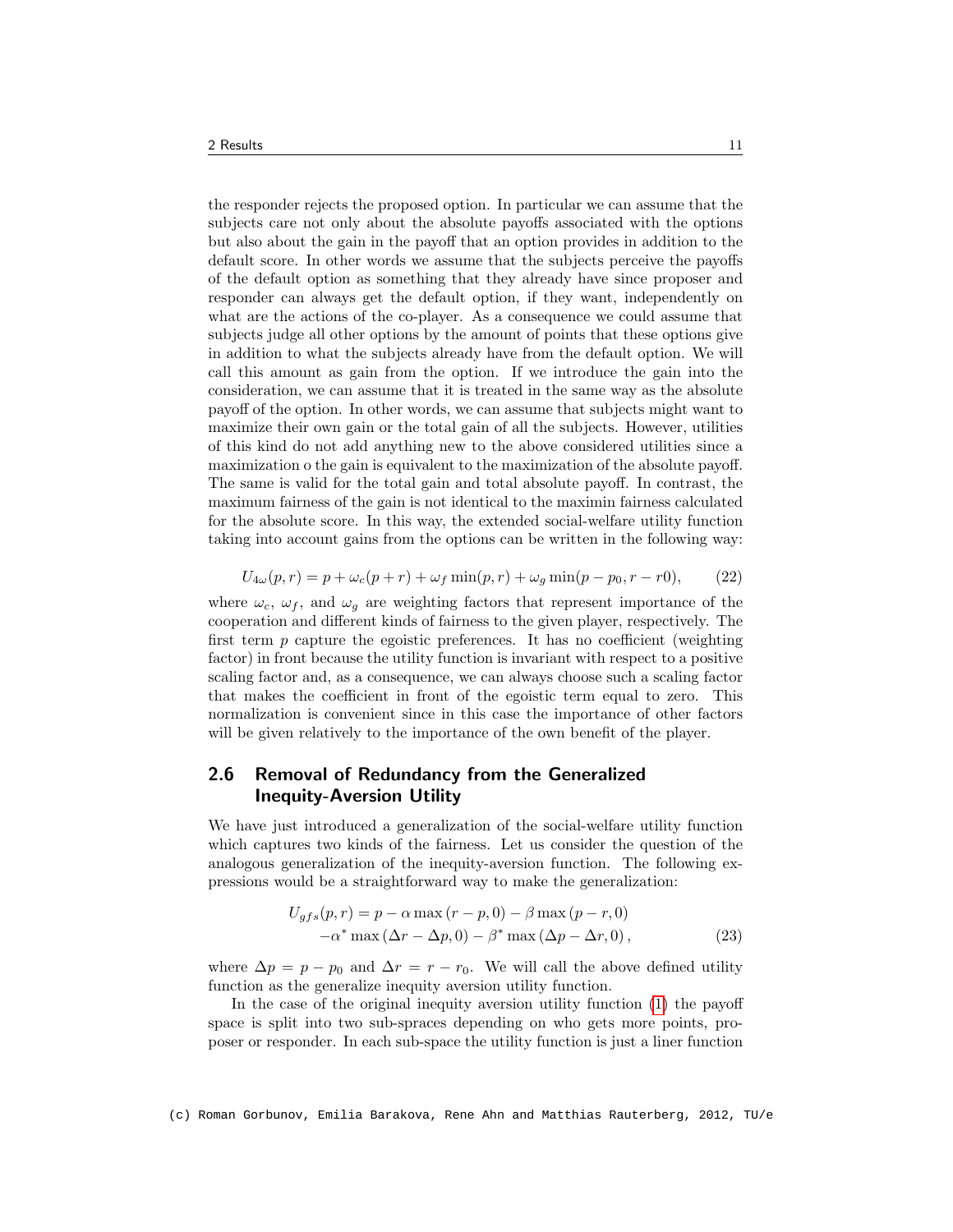the responder rejects the proposed option. In particular we can assume that the subjects care not only about the absolute payoffs associated with the options but also about the gain in the payoff that an option provides in addition to the default score. In other words we assume that the subjects perceive the payoffs of the default option as something that they already have since proposer and responder can always get the default option, if they want, independently on what are the actions of the co-player. As a consequence we could assume that subjects judge all other options by the amount of points that these options give in addition to what the subjects already have from the default option. We will call this amount as gain from the option. If we introduce the gain into the consideration, we can assume that it is treated in the same way as the absolute payoff of the option. In other words, we can assume that subjects might want to maximize their own gain or the total gain of all the subjects. However, utilities of this kind do not add anything new to the above considered utilities since a maximization o the gain is equivalent to the maximization of the absolute payoff. The same is valid for the total gain and total absolute payoff. In contrast, the maximum fairness of the gain is not identical to the maximin fairness calculated for the absolute score. In this way, the extended social-welfare utility function taking into account gains from the options can be written in the following way:

$$U_{4\omega}(p,r) = p + \omega_c(p+r) + \omega_f \min(p,r) + \omega_g \min(p-p_0, r-r0), \qquad (22)$$

where $\omega_c$, $\omega_f$, and $\omega_g$ are weighting factors that represent importance of the cooperation and different kinds of fairness to the given player, respectively. The first term $p$ capture the egoistic preferences. It has no coefficient (weighting factor) in front because the utility function is invariant with respect to a positive scaling factor and, as a consequence, we can always choose such a scaling factor that makes the coefficient in front of the egoistic term equal to zero. This normalization is convenient since in this case the importance of other factors will be given relatively to the importance of the own benefit of the player.

## 2.6 Removal of Redundancy from the Generalized Inequity-Aversion Utility

We have just introduced a generalization of the social-welfare utility function which captures two kinds of the fairness. Let us consider the question of the analogous generalization of the inequity-aversion function. The following expressions would be a straightforward way to make the generalization:

$$\begin{aligned} U_{gfs}(p,r) = {} & p - \alpha \max(r-p,0) - \beta \max(p-r,0) \\ & -\alpha^* \max(\Delta r - \Delta p, 0) - \beta^* \max(\Delta p - \Delta r, 0), \end{aligned} \qquad (23)$$

where $\Delta p = p - p_0$ and $\Delta r = r - r_0$. We will call the above defined utility function as the generalize inequity aversion utility function.

In the case of the original inequity aversion utility function (1) the payoff space is split into two sub-sprances depending on who gets more points, proposer or responder. In each sub-space the utility function is just a liner function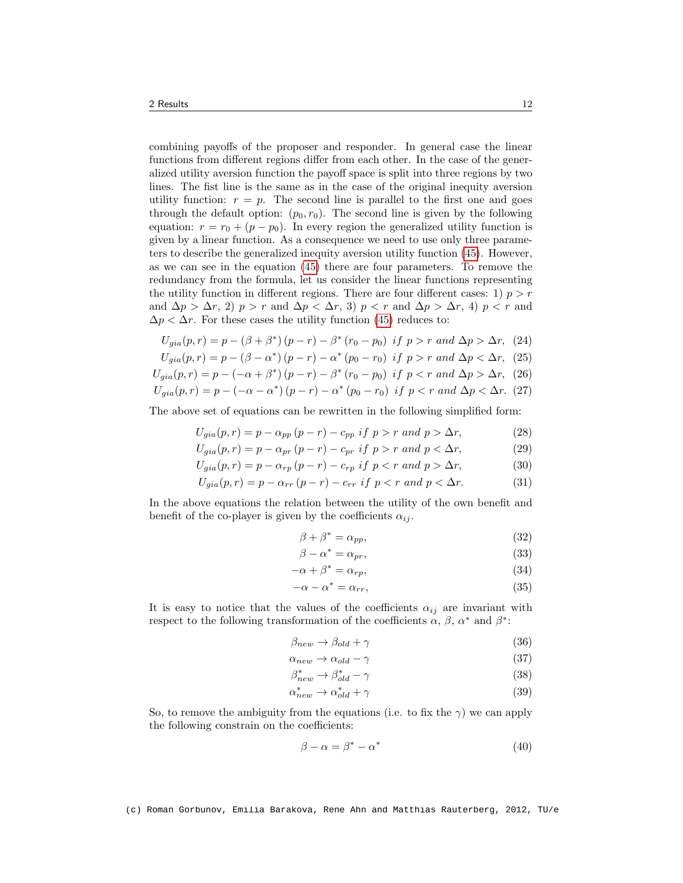combining payoffs of the proposer and responder. In general case the linear functions from different regions differ from each other. In the case of the generalized utility aversion function the payoff space is split into three regions by two lines. The fist line is the same as in the case of the original inequity aversion utility function: $r = p$. The second line is parallel to the first one and goes through the default option: $(p_0, r_0)$. The second line is given by the following equation: $r = r_0 + (p - p_0)$. In every region the generalized utility function is given by a linear function. As a consequence we need to use only three parameters to describe the generalized inequity aversion utility function (45). However, as we can see in the equation (45) there are four parameters. To remove the redundancy from the formula, let us consider the linear functions representing the utility function in different regions. There are four different cases: 1) $p > r$ and $\Delta p > \Delta r$, 2) $p > r$ and $\Delta p < \Delta r$, 3) $p < r$ and $\Delta p > \Delta r$, 4) $p < r$ and $\Delta p < \Delta r$. For these cases the utility function (45) reduces to:

$$U_{gia}(p,r) = p - (\beta + \beta^*)\,(p - r) - \beta^*\,(r_0 - p_0) \;\; if \;\; p > r \; and \; \Delta p > \Delta r, \tag{24}$$

$$U_{gia}(p,r) = p - (\beta - \alpha^*)\,(p - r) - \alpha^*\,(p_0 - r_0) \;\; if \;\; p > r \; and \; \Delta p < \Delta r, \tag{25}$$

$$U_{gia}(p,r) = p - (-\alpha + \beta^*)\,(p - r) - \beta^*\,(r_0 - p_0) \;\; if \;\; p < r \; and \; \Delta p > \Delta r, \tag{26}$$

$$U_{gia}(p,r) = p - (-\alpha - \alpha^*)\,(p - r) - \alpha^*\,(p_0 - r_0) \;\; if \;\; p < r \; and \; \Delta p < \Delta r. \tag{27}$$

The above set of equations can be rewritten in the following simplified form:

$$U_{gia}(p,r) = p - \alpha_{pp}\,(p - r) - c_{pp} \;\; if \;\; p > r \; and \; p > \Delta r, \tag{28}$$

$$U_{gia}(p,r) = p - \alpha_{pr}\,(p - r) - c_{pr} \;\; if \;\; p > r \; and \; p < \Delta r, \tag{29}$$

$$U_{gia}(p,r) = p - \alpha_{rp}\,(p - r) - c_{rp} \;\; if \;\; p < r \; and \; p > \Delta r, \tag{30}$$

$$U_{gia}(p,r) = p - \alpha_{rr}\,(p - r) - c_{rr} \;\; if \;\; p < r \; and \; p < \Delta r. \tag{31}$$

In the above equations the relation between the utility of the own benefit and benefit of the co-player is given by the coefficients $\alpha_{ij}$.

$$\beta + \beta^* = \alpha_{pp}, \tag{32}$$

$$\beta - \alpha^* = \alpha_{pr}, \tag{33}$$

$$-\alpha + \beta^* = \alpha_{rp}, \tag{34}$$

$$-\alpha - \alpha^* = \alpha_{rr}, \tag{35}$$

It is easy to notice that the values of the coefficients $\alpha_{ij}$ are invariant with respect to the following transformation of the coefficients $\alpha$, $\beta$, $\alpha^*$ and $\beta^*$:

$$\beta_{new} \to \beta_{old} + \gamma \tag{36}$$

$$\alpha_{new} \to \alpha_{old} - \gamma \tag{37}$$

$$\beta^*_{new} \to \beta^*_{old} - \gamma \tag{38}$$

$$\alpha^*_{new} \to \alpha^*_{old} + \gamma \tag{39}$$

So, to remove the ambiguity from the equations (i.e. to fix the $\gamma$) we can apply the following constrain on the coefficients:

$$\beta - \alpha = \beta^* - \alpha^* \tag{40}$$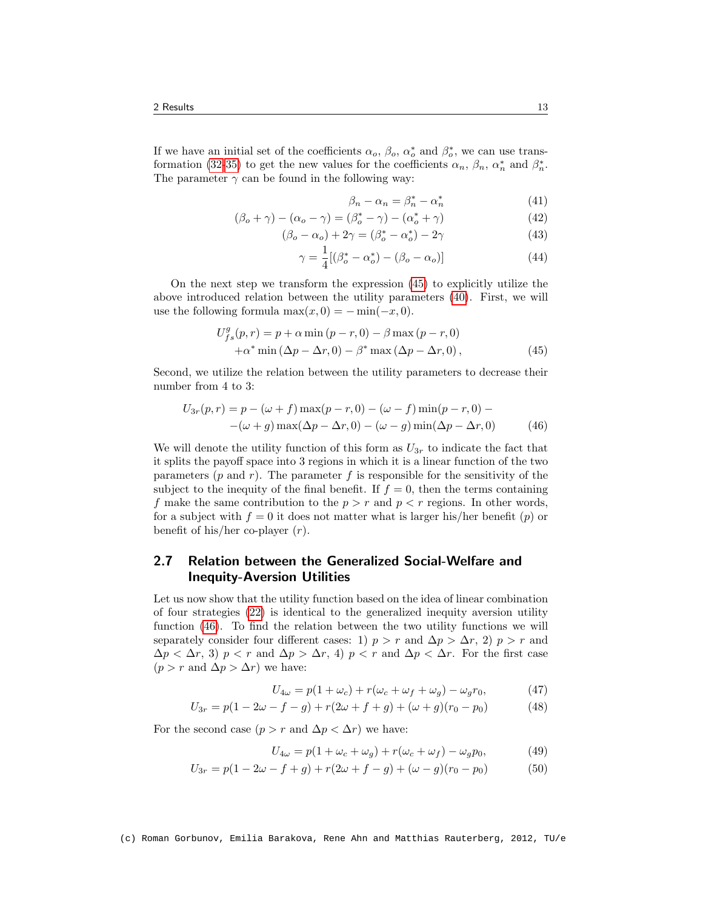If we have an initial set of the coefficients $\alpha_o$, $\beta_o$, $\alpha_o^*$ and $\beta_o^*$, we can use transformation (32-35) to get the new values for the coefficients $\alpha_n$, $\beta_n$, $\alpha_n^*$ and $\beta_n^*$. The parameter $\gamma$ can be found in the following way:

$$\beta_n - \alpha_n = \beta_n^* - \alpha_n^* \tag{41}$$

$$(\beta_o + \gamma) - (\alpha_o - \gamma) = (\beta_o^* - \gamma) - (\alpha_o^* + \gamma) \tag{42}$$

$$(\beta_o - \alpha_o) + 2\gamma = (\beta_o^* - \alpha_o^*) - 2\gamma \tag{43}$$

$$\gamma = \frac{1}{4}[(\beta_o^* - \alpha_o^*) - (\beta_o - \alpha_o)] \tag{44}$$

On the next step we transform the expression (45) to explicitly utilize the above introduced relation between the utility parameters (40). First, we will use the following formula $\max(x, 0) = -\min(-x, 0)$.

$$\begin{aligned} U_{fs}^g(p, r) = p &+ \alpha \min(p - r, 0) - \beta \max(p - r, 0) \\ &+ \alpha^* \min(\Delta p - \Delta r, 0) - \beta^* \max(\Delta p - \Delta r, 0), \end{aligned} \tag{45}$$

Second, we utilize the relation between the utility parameters to decrease their number from 4 to 3:

$$\begin{aligned} U_{3r}(p, r) = p &- (\omega + f)\max(p - r, 0) - (\omega - f)\min(p - r, 0) - \\ &- (\omega + g)\max(\Delta p - \Delta r, 0) - (\omega - g)\min(\Delta p - \Delta r, 0) \end{aligned} \tag{46}$$

We will denote the utility function of this form as $U_{3r}$ to indicate the fact that it splits the payoff space into 3 regions in which it is a linear function of the two parameters ($p$ and $r$). The parameter $f$ is responsible for the sensitivity of the subject to the inequity of the final benefit. If $f = 0$, then the terms containing $f$ make the same contribution to the $p > r$ and $p < r$ regions. In other words, for a subject with $f = 0$ it does not matter what is larger his/her benefit ($p$) or benefit of his/her co-player ($r$).

## 2.7 Relation between the Generalized Social-Welfare and Inequity-Aversion Utilities

Let us now show that the utility function based on the idea of linear combination of four strategies (22) is identical to the generalized inequity aversion utility function (46). To find the relation between the two utility functions we will separately consider four different cases: 1) $p > r$ and $\Delta p > \Delta r$, 2) $p > r$ and $\Delta p < \Delta r$, 3) $p < r$ and $\Delta p > \Delta r$, 4) $p < r$ and $\Delta p < \Delta r$. For the first case ($p > r$ and $\Delta p > \Delta r$) we have:

$$U_{4\omega} = p(1 + \omega_c) + r(\omega_c + \omega_f + \omega_g) - \omega_g r_0, \tag{47}$$

$$U_{3r} = p(1 - 2\omega - f - g) + r(2\omega + f + g) + (\omega + g)(r_0 - p_0) \tag{48}$$

For the second case ($p > r$ and $\Delta p < \Delta r$) we have:

$$U_{4\omega} = p(1 + \omega_c + \omega_g) + r(\omega_c + \omega_f) - \omega_g p_0, \tag{49}$$

$$U_{3r} = p(1 - 2\omega - f + g) + r(2\omega + f - g) + (\omega - g)(r_0 - p_0) \tag{50}$$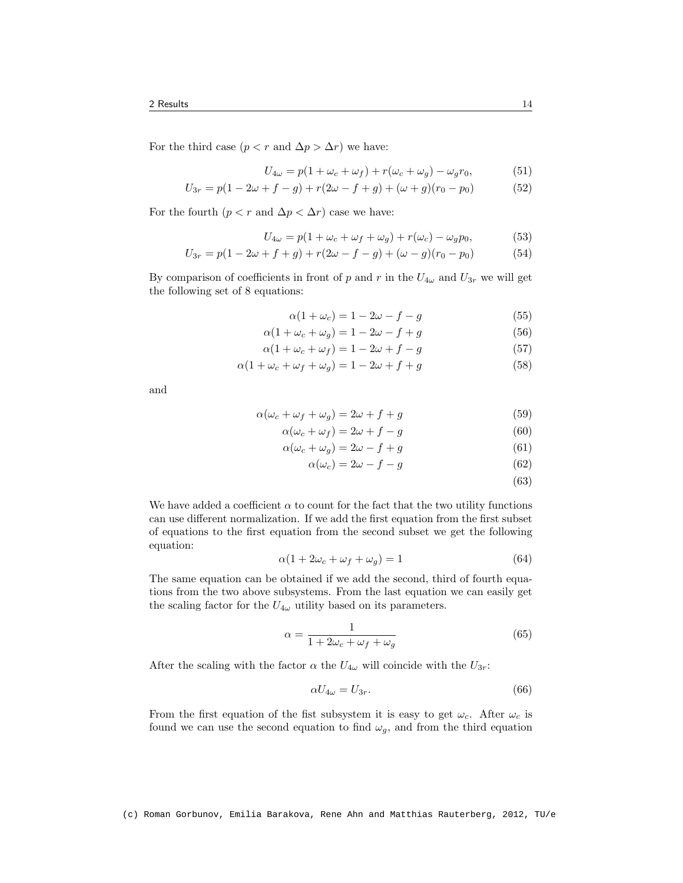For the third case ($p < r$ and $\Delta p > \Delta r$) we have:

$$U_{4\omega} = p(1 + \omega_c + \omega_f) + r(\omega_c + \omega_g) - \omega_g r_0, \tag{51}$$

$$U_{3r} = p(1 - 2\omega + f - g) + r(2\omega - f + g) + (\omega + g)(r_0 - p_0) \tag{52}$$

For the fourth ($p < r$ and $\Delta p < \Delta r$) case we have:

$$U_{4\omega} = p(1 + \omega_c + \omega_f + \omega_g) + r(\omega_c) - \omega_g p_0, \tag{53}$$

$$U_{3r} = p(1 - 2\omega + f + g) + r(2\omega - f - g) + (\omega - g)(r_0 - p_0) \tag{54}$$

By comparison of coefficients in front of $p$ and $r$ in the $U_{4\omega}$ and $U_{3r}$ we will get the following set of 8 equations:

$$\alpha(1 + \omega_c) = 1 - 2\omega - f - g \tag{55}$$

$$\alpha(1 + \omega_c + \omega_g) = 1 - 2\omega - f + g \tag{56}$$

$$\alpha(1 + \omega_c + \omega_f) = 1 - 2\omega + f - g \tag{57}$$

$$\alpha(1 + \omega_c + \omega_f + \omega_g) = 1 - 2\omega + f + g \tag{58}$$

and

$$\alpha(\omega_c + \omega_f + \omega_g) = 2\omega + f + g \tag{59}$$

$$\alpha(\omega_c + \omega_f) = 2\omega + f - g \tag{60}$$

$$\alpha(\omega_c + \omega_g) = 2\omega - f + g \tag{61}$$

$$\alpha(\omega_c) = 2\omega - f - g \tag{62}$$

$$\tag{63}$$

We have added a coefficient $\alpha$ to count for the fact that the two utility functions can use different normalization. If we add the first equation from the first subset of equations to the first equation from the second subset we get the following equation:

$$\alpha(1 + 2\omega_c + \omega_f + \omega_g) = 1 \tag{64}$$

The same equation can be obtained if we add the second, third of fourth equations from the two above subsystems. From the last equation we can easily get the scaling factor for the $U_{4\omega}$ utility based on its parameters.

$$\alpha = \frac{1}{1 + 2\omega_c + \omega_f + \omega_g} \tag{65}$$

After the scaling with the factor $\alpha$ the $U_{4\omega}$ will coincide with the $U_{3r}$:

$$\alpha U_{4\omega} = U_{3r}. \tag{66}$$

From the first equation of the fist subsystem it is easy to get $\omega_c$. After $\omega_c$ is found we can use the second equation to find $\omega_g$, and from the third equation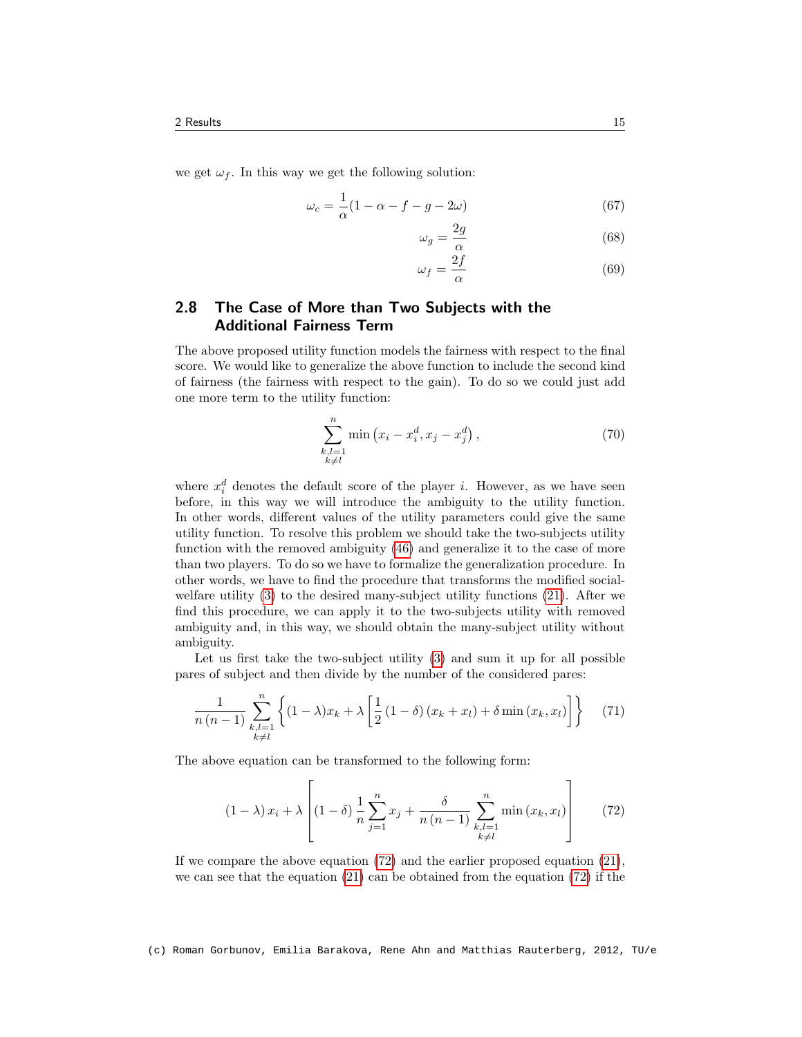we get $\omega_f$. In this way we get the following solution:

$$\omega_c = \frac{1}{\alpha}(1 - \alpha - f - g - 2\omega) \tag{67}$$

$$\omega_g = \frac{2g}{\alpha} \tag{68}$$

$$\omega_f = \frac{2f}{\alpha} \tag{69}$$

## 2.8 The Case of More than Two Subjects with the Additional Fairness Term

The above proposed utility function models the fairness with respect to the final score. We would like to generalize the above function to include the second kind of fairness (the fairness with respect to the gain). To do so we could just add one more term to the utility function:

$$\sum_{\substack{k,l=1 \\ k \neq l}}^{n} \min\left(x_i - x_i^d, x_j - x_j^d\right), \tag{70}$$

where $x_i^d$ denotes the default score of the player $i$. However, as we have seen before, in this way we will introduce the ambiguity to the utility function. In other words, different values of the utility parameters could give the same utility function. To resolve this problem we should take the two-subjects utility function with the removed ambiguity (46) and generalize it to the case of more than two players. To do so we have to formalize the generalization procedure. In other words, we have to find the procedure that transforms the modified social-welfare utility (3) to the desired many-subject utility functions (21). After we find this procedure, we can apply it to the two-subjects utility with removed ambiguity and, in this way, we should obtain the many-subject utility without ambiguity.

Let us first take the two-subject utility (3) and sum it up for all possible pares of subject and then divide by the number of the considered pares:

$$\frac{1}{n\,(n-1)} \sum_{\substack{k,l=1 \\ k \neq l}}^{n} \left\{ (1-\lambda) x_k + \lambda \left[ \frac{1}{2}\,(1-\delta)\,(x_k + x_l) + \delta \min\left(x_k, x_l\right) \right] \right\} \tag{71}$$

The above equation can be transformed to the following form:

$$(1-\lambda)\,x_i + \lambda \left[ (1-\delta)\,\frac{1}{n} \sum_{j=1}^{n} x_j + \frac{\delta}{n\,(n-1)} \sum_{\substack{k,l=1 \\ k \neq l}}^{n} \min\left(x_k, x_l\right) \right] \tag{72}$$

If we compare the above equation (72) and the earlier proposed equation (21), we can see that the equation (21) can be obtained from the equation (72) if the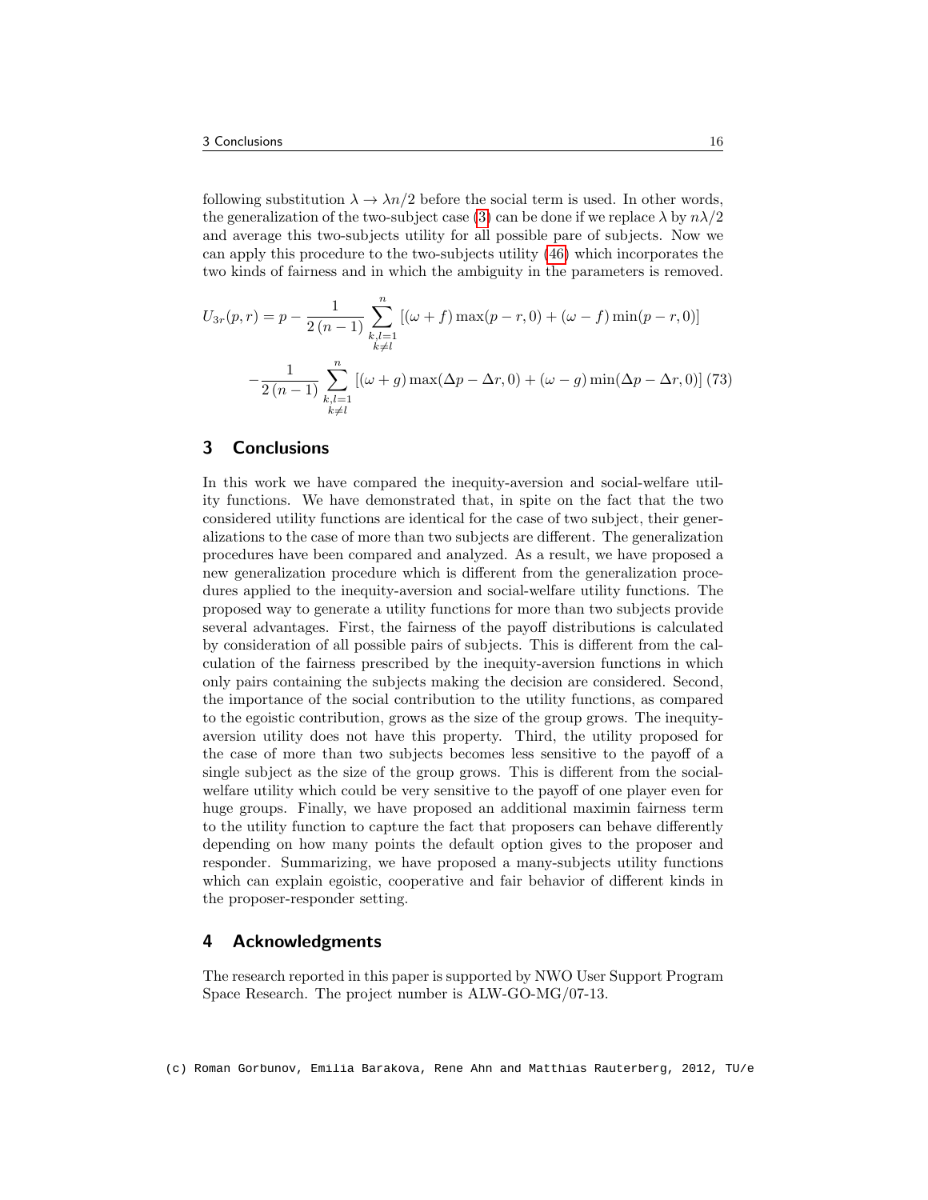following substitution $\lambda \to \lambda n/2$ before the social term is used. In other words, the generalization of the two-subject case (3) can be done if we replace $\lambda$ by $n\lambda/2$ and average this two-subjects utility for all possible pare of subjects. Now we can apply this procedure to the two-subjects utility (46) which incorporates the two kinds of fairness and in which the ambiguity in the parameters is removed.

$$
U_{3r}(p,r) = p - \frac{1}{2\,(n-1)} \sum_{\substack{k,l=1 \\ k \neq l}}^{n} \left[ (\omega + f) \max(p - r, 0) + (\omega - f) \min(p - r, 0) \right]
$$

$$
- \frac{1}{2\,(n-1)} \sum_{\substack{k,l=1 \\ k \neq l}}^{n} \left[ (\omega + g) \max(\Delta p - \Delta r, 0) + (\omega - g) \min(\Delta p - \Delta r, 0) \right] \quad (73)
$$

## 3 Conclusions

In this work we have compared the inequity-aversion and social-welfare utility functions. We have demonstrated that, in spite on the fact that the two considered utility functions are identical for the case of two subject, their generalizations to the case of more than two subjects are different. The generalization procedures have been compared and analyzed. As a result, we have proposed a new generalization procedure which is different from the generalization procedures applied to the inequity-aversion and social-welfare utility functions. The proposed way to generate a utility functions for more than two subjects provide several advantages. First, the fairness of the payoff distributions is calculated by consideration of all possible pairs of subjects. This is different from the calculation of the fairness prescribed by the inequity-aversion functions in which only pairs containing the subjects making the decision are considered. Second, the importance of the social contribution to the utility functions, as compared to the egoistic contribution, grows as the size of the group grows. The inequity-aversion utility does not have this property. Third, the utility proposed for the case of more than two subjects becomes less sensitive to the payoff of a single subject as the size of the group grows. This is different from the social-welfare utility which could be very sensitive to the payoff of one player even for huge groups. Finally, we have proposed an additional maximin fairness term to the utility function to capture the fact that proposers can behave differently depending on how many points the default option gives to the proposer and responder. Summarizing, we have proposed a many-subjects utility functions which can explain egoistic, cooperative and fair behavior of different kinds in the proposer-responder setting.

## 4 Acknowledgments

The research reported in this paper is supported by NWO User Support Program Space Research. The project number is ALW-GO-MG/07-13.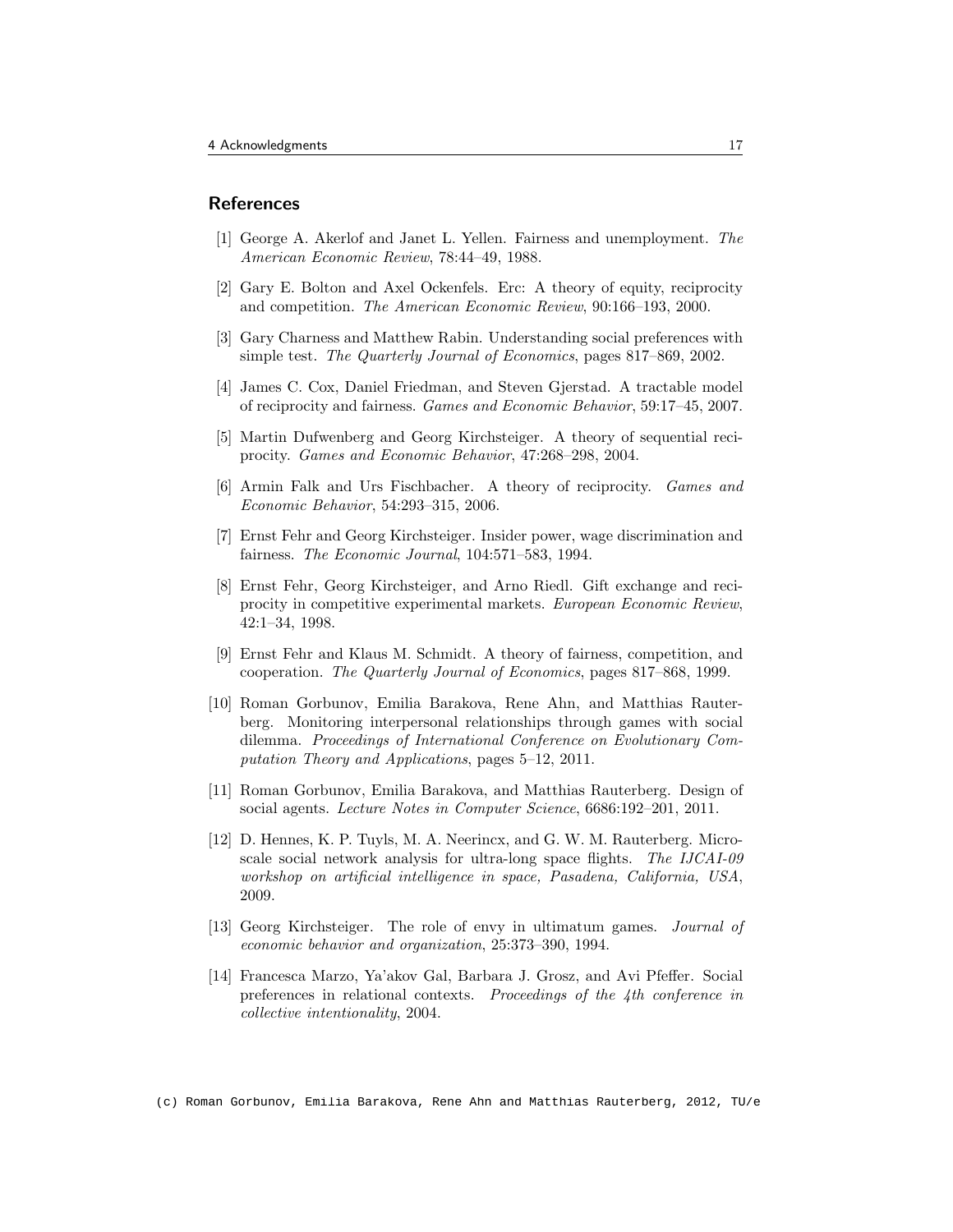## References

[1] George A. Akerlof and Janet L. Yellen. Fairness and unemployment. *The American Economic Review*, 78:44–49, 1988.

[2] Gary E. Bolton and Axel Ockenfels. Erc: A theory of equity, reciprocity and competition. *The American Economic Review*, 90:166–193, 2000.

[3] Gary Charness and Matthew Rabin. Understanding social preferences with simple test. *The Quarterly Journal of Economics*, pages 817–869, 2002.

[4] James C. Cox, Daniel Friedman, and Steven Gjerstad. A tractable model of reciprocity and fairness. *Games and Economic Behavior*, 59:17–45, 2007.

[5] Martin Dufwenberg and Georg Kirchsteiger. A theory of sequential reciprocity. *Games and Economic Behavior*, 47:268–298, 2004.

[6] Armin Falk and Urs Fischbacher. A theory of reciprocity. *Games and Economic Behavior*, 54:293–315, 2006.

[7] Ernst Fehr and Georg Kirchsteiger. Insider power, wage discrimination and fairness. *The Economic Journal*, 104:571–583, 1994.

[8] Ernst Fehr, Georg Kirchsteiger, and Arno Riedl. Gift exchange and reciprocity in competitive experimental markets. *European Economic Review*, 42:1–34, 1998.

[9] Ernst Fehr and Klaus M. Schmidt. A theory of fairness, competition, and cooperation. *The Quarterly Journal of Economics*, pages 817–868, 1999.

[10] Roman Gorbunov, Emilia Barakova, Rene Ahn, and Matthias Rauterberg. Monitoring interpersonal relationships through games with social dilemma. *Proceedings of International Conference on Evolutionary Computation Theory and Applications*, pages 5–12, 2011.

[11] Roman Gorbunov, Emilia Barakova, and Matthias Rauterberg. Design of social agents. *Lecture Notes in Computer Science*, 6686:192–201, 2011.

[12] D. Hennes, K. P. Tuyls, M. A. Neerincx, and G. W. M. Rauterberg. Micro-scale social network analysis for ultra-long space flights. *The IJCAI-09 workshop on artificial intelligence in space, Pasadena, California, USA*, 2009.

[13] Georg Kirchsteiger. The role of envy in ultimatum games. *Journal of economic behavior and organization*, 25:373–390, 1994.

[14] Francesca Marzo, Ya'akov Gal, Barbara J. Grosz, and Avi Pfeffer. Social preferences in relational contexts. *Proceedings of the 4th conference in collective intentionality*, 2004.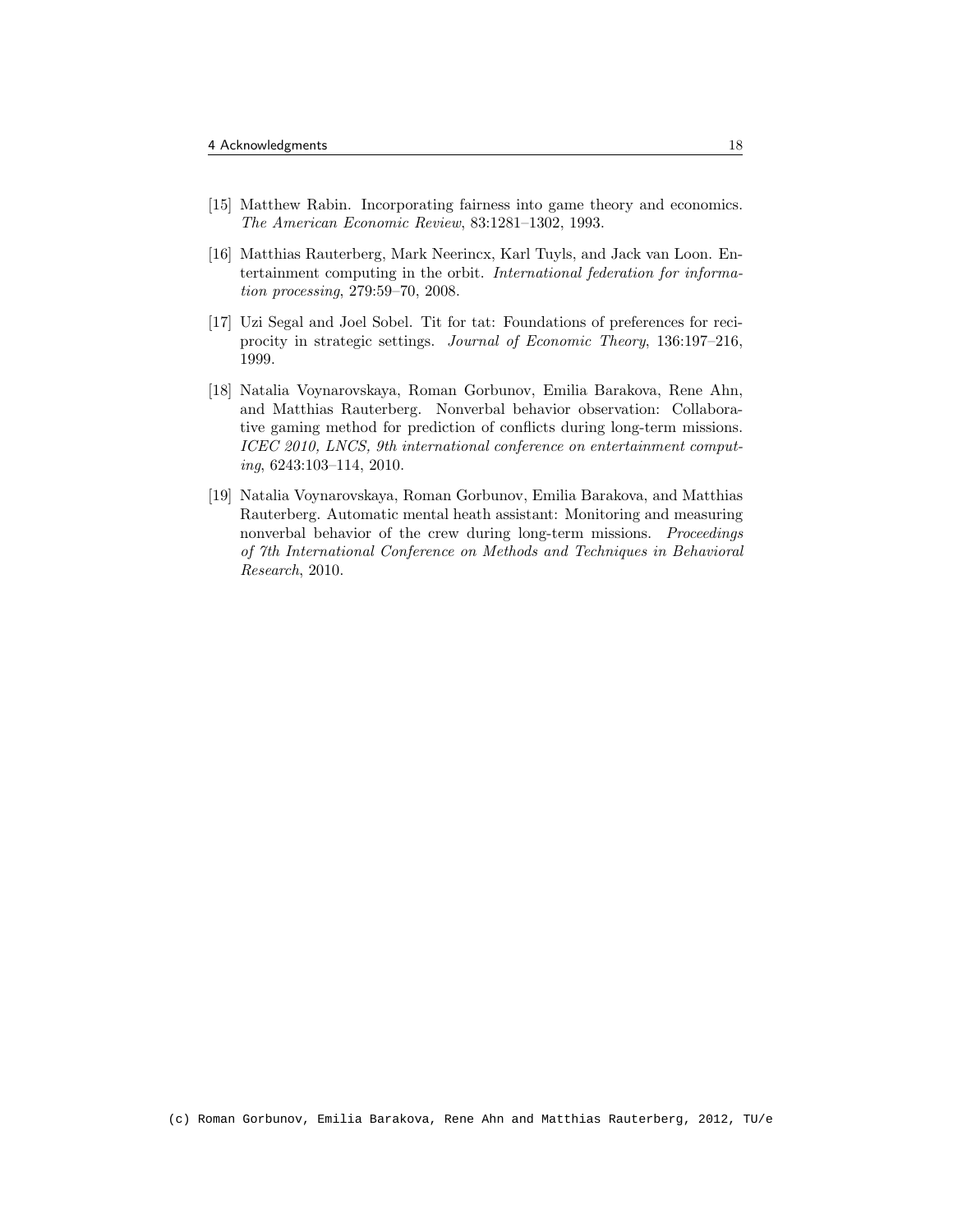[15] Matthew Rabin. Incorporating fairness into game theory and economics. *The American Economic Review*, 83:1281–1302, 1993.

[16] Matthias Rauterberg, Mark Neerincx, Karl Tuyls, and Jack van Loon. Entertainment computing in the orbit. *International federation for information processing*, 279:59–70, 2008.

[17] Uzi Segal and Joel Sobel. Tit for tat: Foundations of preferences for reciprocity in strategic settings. *Journal of Economic Theory*, 136:197–216, 1999.

[18] Natalia Voynarovskaya, Roman Gorbunov, Emilia Barakova, Rene Ahn, and Matthias Rauterberg. Nonverbal behavior observation: Collaborative gaming method for prediction of conflicts during long-term missions. *ICEC 2010, LNCS, 9th international conference on entertainment computing*, 6243:103–114, 2010.

[19] Natalia Voynarovskaya, Roman Gorbunov, Emilia Barakova, and Matthias Rauterberg. Automatic mental heath assistant: Monitoring and measuring nonverbal behavior of the crew during long-term missions. *Proceedings of 7th International Conference on Methods and Techniques in Behavioral Research*, 2010.